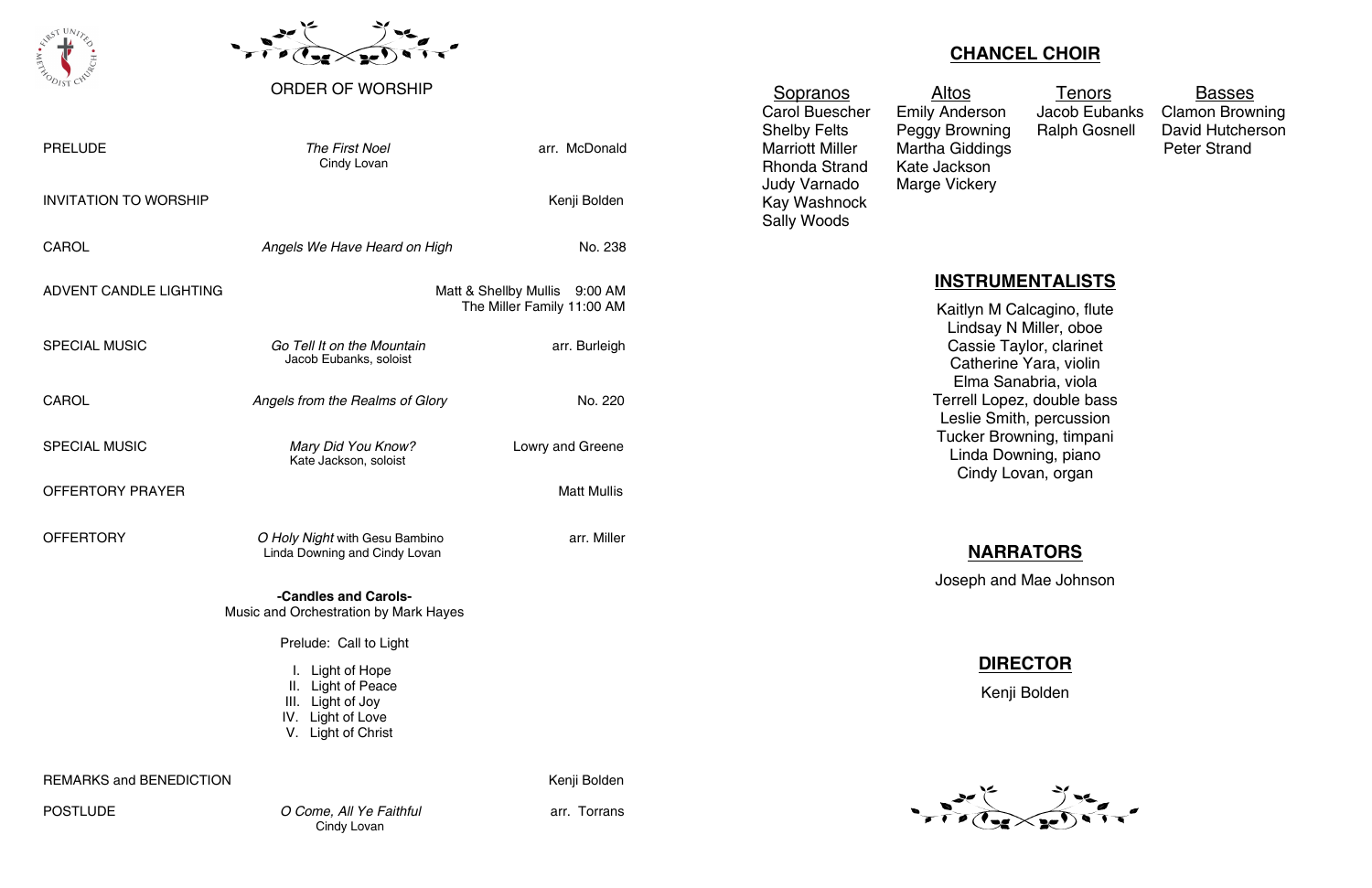## ORDER OF WORSHIP

| | | |
|---|---|---|
| PRELUDE | *The First Noel*<br>Cindy Lovan | arr. McDonald |
| INVITATION TO WORSHIP | | Kenji Bolden |
| CAROL | *Angels We Have Heard on High* | No. 238 |
| ADVENT CANDLE LIGHTING | | Matt & Shellby Mullis 9:00 AM<br>The Miller Family 11:00 AM |
| SPECIAL MUSIC | *Go Tell It on the Mountain*<br>Jacob Eubanks, soloist | arr. Burleigh |
| CAROL | *Angels from the Realms of Glory* | No. 220 |
| SPECIAL MUSIC | *Mary Did You Know?*<br>Kate Jackson, soloist | Lowry and Greene |
| OFFERTORY PRAYER | | Matt Mullis |
| OFFERTORY | *O Holy Night* with Gesu Bambino<br>Linda Downing and Cindy Lovan | arr. Miller |

**-Candles and Carols-**
Music and Orchestration by Mark Hayes

Prelude: Call to Light

I. Light of Hope
II. Light of Peace
III. Light of Joy
IV. Light of Love
V. Light of Christ

| | | |
|---|---|---|
| REMARKS and BENEDICTION | | Kenji Bolden |
| POSTLUDE | *O Come, All Ye Faithful*<br>Cindy Lovan | arr. Torrans |

## CHANCEL CHOIR

| Sopranos | Altos | Tenors | Basses |
|---|---|---|---|
| Carol Buescher | Emily Anderson | Jacob Eubanks | Clamon Browning |
| Shelby Felts | Peggy Browning | Ralph Gosnell | David Hutcherson |
| Marriott Miller | Martha Giddings | | Peter Strand |
| Rhonda Strand | Kate Jackson | | |
| Judy Varnado | Marge Vickery | | |
| Kay Washnock | | | |
| Sally Woods | | | |

## INSTRUMENTALISTS

Kaitlyn M Calcagino, flute
Lindsay N Miller, oboe
Cassie Taylor, clarinet
Catherine Yara, violin
Elma Sanabria, viola
Terrell Lopez, double bass
Leslie Smith, percussion
Tucker Browning, timpani
Linda Downing, piano
Cindy Lovan, organ

## NARRATORS

Joseph and Mae Johnson

## DIRECTOR

Kenji Bolden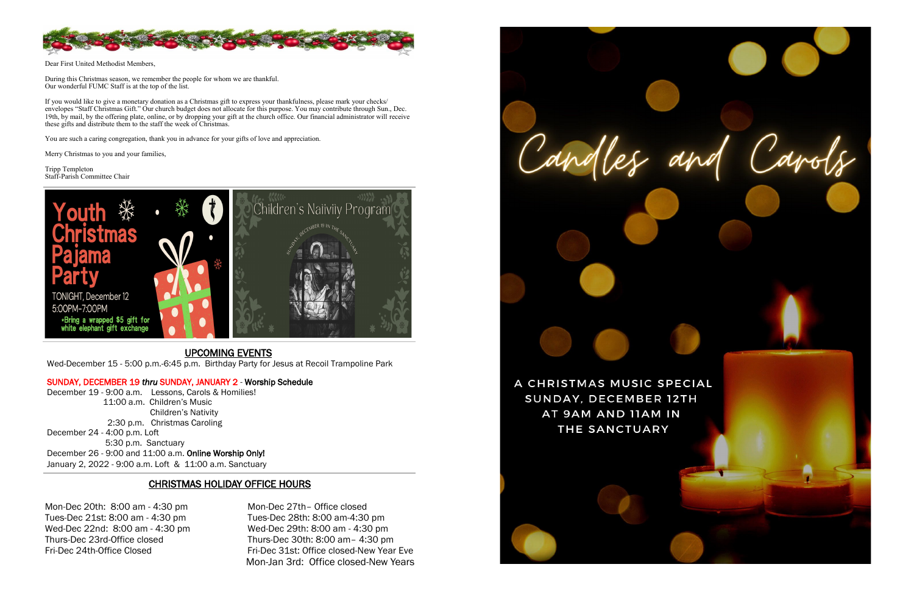Dear First United Methodist Members,

During this Christmas season, we remember the people for whom we are thankful.
Our wonderful FUMC Staff is at the top of the list.

If you would like to give a monetary donation as a Christmas gift to express your thankfulness, please mark your checks/envelopes "Staff Christmas Gift." Our church budget does not allocate for this purpose. You may contribute through Sun., Dec. 19th, by mail, by the offering plate, online, or by dropping your gift at the church office. Our financial administrator will receive these gifts and distribute them to the staff the week of Christmas.

You are such a caring congregation, thank you in advance for your gifts of love and appreciation.

Merry Christmas to you and your families,

Tripp Templeton
Staff-Parish Committee Chair

**Youth Christmas Pajama Party**

TONIGHT, December 12
5:00PM-7:00PM
*Bring a wrapped $5 gift for white elephant gift exchange

**Children's Nativity Program**

Sunday, December 19 in the Sanctuary

## UPCOMING EVENTS

Wed-December 15 - 5:00 p.m.-6:45 p.m. Birthday Party for Jesus at Recoil Trampoline Park

**SUNDAY, DECEMBER 19 *thru* SUNDAY, JANUARY 2 - Worship Schedule**

December 19 - 9:00 a.m. Lessons, Carols & Homilies!
11:00 a.m. Children's Music
Children's Nativity
2:30 p.m. Christmas Caroling
December 24 - 4:00 p.m. Loft
5:30 p.m. Sanctuary
December 26 - 9:00 and 11:00 a.m. **Online Worship Only!**
January 2, 2022 - 9:00 a.m. Loft & 11:00 a.m. Sanctuary

## CHRISTMAS HOLIDAY OFFICE HOURS

Mon-Dec 20th: 8:00 am - 4:30 pm
Tues-Dec 21st: 8:00 am - 4:30 pm
Wed-Dec 22nd: 8:00 am - 4:30 pm
Thurs-Dec 23rd-Office closed
Fri-Dec 24th-Office Closed

Mon-Dec 27th– Office closed
Tues-Dec 28th: 8:00 am-4:30 pm
Wed-Dec 29th: 8:00 am - 4:30 pm
Thurs-Dec 30th: 8:00 am– 4:30 pm
Fri-Dec 31st: Office closed-New Year Eve
Mon-Jan 3rd: Office closed-New Years

# Candles and Carols

A CHRISTMAS MUSIC SPECIAL
SUNDAY, DECEMBER 12TH
AT 9AM AND 11AM IN
THE SANCTUARY